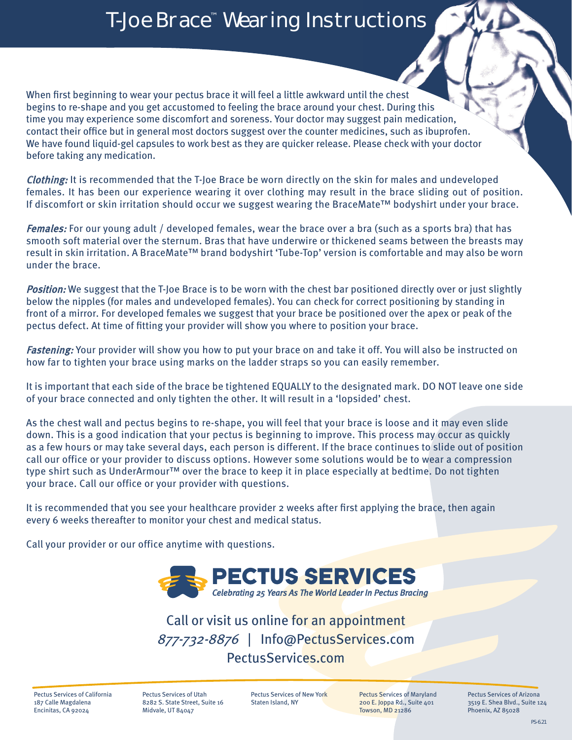# T-Joe Brace™ Wearing Instructions

When first beginning to wear your pectus brace it will feel a little awkward until the chest begins to re-shape and you get accustomed to feeling the brace around your chest. During this time you may experience some discomfort and soreness. Your doctor may suggest pain medication, contact their office but in general most doctors suggest over the counter medicines, such as ibuprofen. We have found liquid-gel capsules to work best as they are quicker release. Please check with your doctor before taking any medication.

*Clothing:* It is recommended that the T-Joe Brace be worn directly on the skin for males and undeveloped females. It has been our experience wearing it over clothing may result in the brace sliding out of position. If discomfort or skin irritation should occur we suggest wearing the BraceMate™ bodyshirt under your brace.

*Females:* For our young adult / developed females, wear the brace over a bra (such as a sports bra) that has smooth soft material over the sternum. Bras that have underwire or thickened seams between the breasts may result in skin irritation. A BraceMate™ brand bodyshirt 'Tube-Top' version is comfortable and may also be worn under the brace.

*Position:* We suggest that the T-Joe Brace is to be worn with the chest bar positioned directly over or just slightly below the nipples (for males and undeveloped females). You can check for correct positioning by standing in front of a mirror. For developed females we suggest that your brace be positioned over the apex or peak of the pectus defect. At time of fitting your provider will show you where to position your brace.

*Fastening:* Your provider will show you how to put your brace on and take it off. You will also be instructed on how far to tighten your brace using marks on the ladder straps so you can easily remember.

It is important that each side of the brace be tightened EQUALLY to the designated mark. DO NOT leave one side of your brace connected and only tighten the other. It will result in a 'lopsided' chest.

As the chest wall and pectus begins to re-shape, you will feel that your brace is loose and it may even slide down. This is a good indication that your pectus is beginning to improve. This process may occur as quickly as a few hours or may take several days, each person is different. If the brace continues to slide out of position call our office or your provider to discuss options. However some solutions would be to wear a compression type shirt such as UnderArmour™ over the brace to keep it in place especially at bedtime. Do not tighten your brace. Call our office or your provider with questions.

It is recommended that you see your healthcare provider 2 weeks after first applying the brace, then again every 6 weeks thereafter to monitor your chest and medical status.

Call your provider or our office anytime with questions.

**PECTUS SERVICES**

*Celebrating 25 Years As The World Leader In Pectus Bracing*

Call or visit us online for an appointment

*877-732-8876* | Info@PectusServices.com

PectusServices.com

Pectus Services of California
187 Calle Magdalena
Encinitas, CA 92024

Pectus Services of Utah
8282 S. State Street, Suite 16
Midvale, UT 84047

Pectus Services of New York
Staten Island, NY

Pectus Services of Maryland
200 E. Joppa Rd., Suite 401
Towson, MD 21286

Pectus Services of Arizona
3519 E. Shea Blvd., Suite 124
Phoenix, AZ 85028

PS-6.21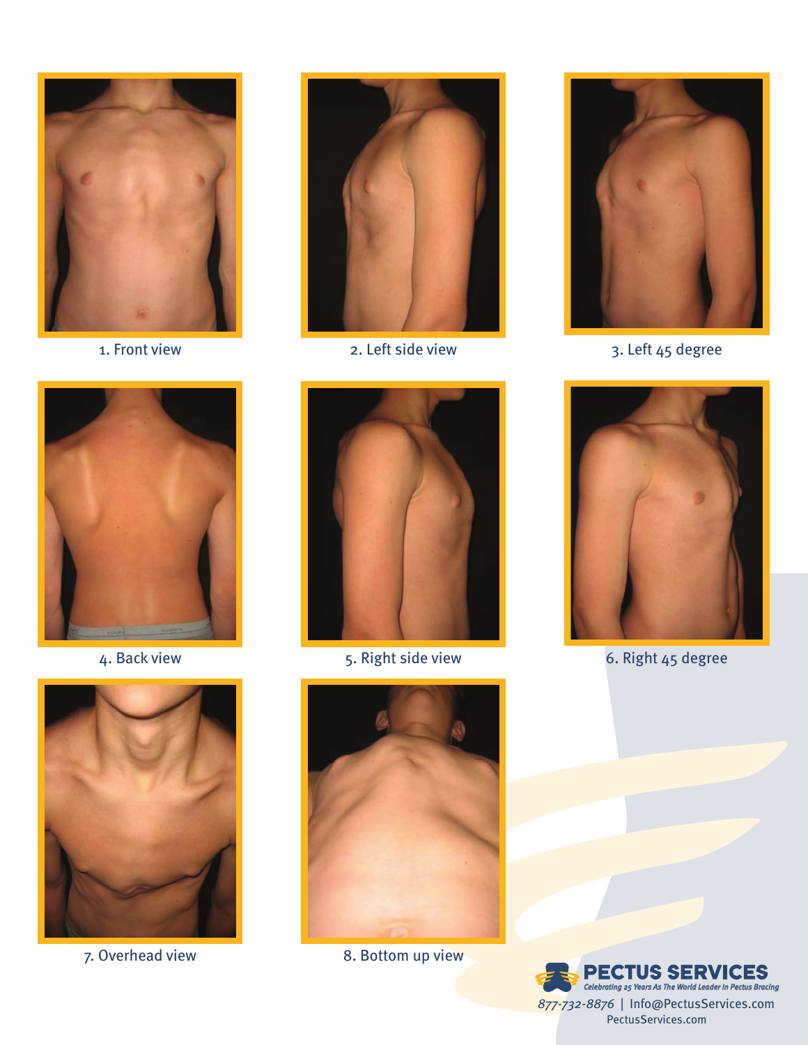1. Front view

2. Left side view

3. Left 45 degree

4. Back view

5. Right side view

6. Right 45 degree

7. Overhead view

8. Bottom up view

**PECTUS SERVICES**

*Celebrating 25 Years As The World Leader In Pectus Bracing*

*877-732-8876* | Info@PectusServices.com

PectusServices.com